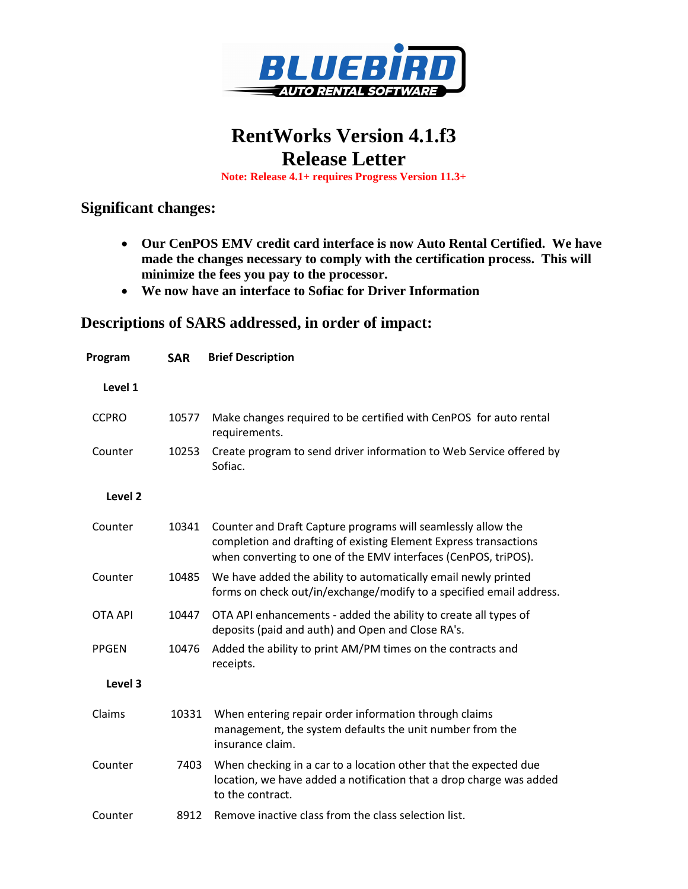# RentWorks Version 4.1.f3
# Release Letter

**Note: Release 4.1+ requires Progress Version 11.3+**

## Significant changes:

- **Our CenPOS EMV credit card interface is now Auto Rental Certified. We have made the changes necessary to comply with the certification process. This will minimize the fees you pay to the processor.**
- **We now have an interface to Sofiac for Driver Information**

## Descriptions of SARS addressed, in order of impact:

| Program | SAR | Brief Description |
|---|---|---|
| **Level 1** | | |
| CCPRO | 10577 | Make changes required to be certified with CenPOS for auto rental requirements. |
| Counter | 10253 | Create program to send driver information to Web Service offered by Sofiac. |
| **Level 2** | | |
| Counter | 10341 | Counter and Draft Capture programs will seamlessly allow the completion and drafting of existing Element Express transactions when converting to one of the EMV interfaces (CenPOS, triPOS). |
| Counter | 10485 | We have added the ability to automatically email newly printed forms on check out/in/exchange/modify to a specified email address. |
| OTA API | 10447 | OTA API enhancements - added the ability to create all types of deposits (paid and auth) and Open and Close RA's. |
| PPGEN | 10476 | Added the ability to print AM/PM times on the contracts and receipts. |
| **Level 3** | | |
| Claims | 10331 | When entering repair order information through claims management, the system defaults the unit number from the insurance claim. |
| Counter | 7403 | When checking in a car to a location other that the expected due location, we have added a notification that a drop charge was added to the contract. |
| Counter | 8912 | Remove inactive class from the class selection list. |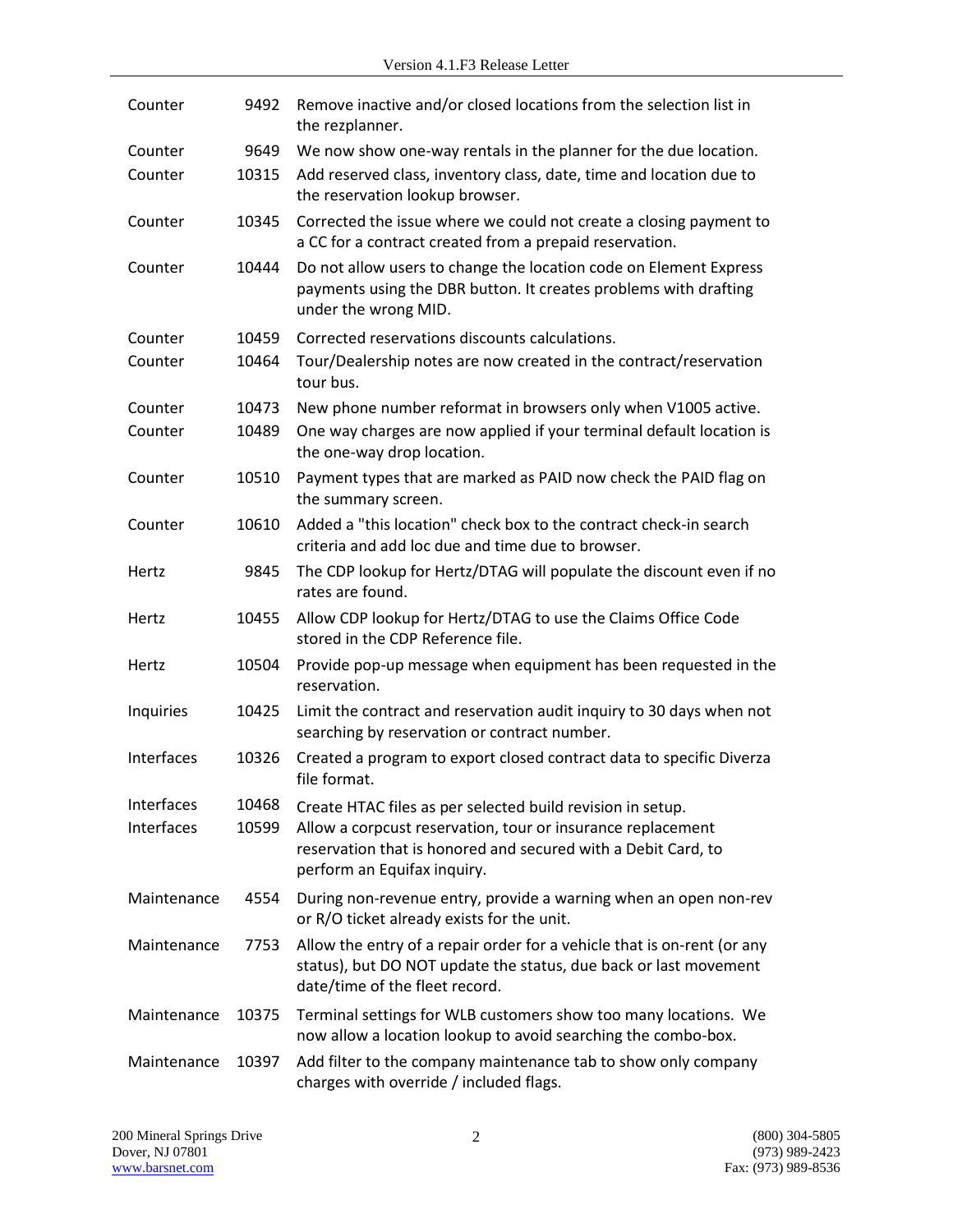| | | |
|---|---|---|
| Counter | 9492 | Remove inactive and/or closed locations from the selection list in the rezplanner. |
| Counter | 9649 | We now show one-way rentals in the planner for the due location. |
| Counter | 10315 | Add reserved class, inventory class, date, time and location due to the reservation lookup browser. |
| Counter | 10345 | Corrected the issue where we could not create a closing payment to a CC for a contract created from a prepaid reservation. |
| Counter | 10444 | Do not allow users to change the location code on Element Express payments using the DBR button. It creates problems with drafting under the wrong MID. |
| Counter | 10459 | Corrected reservations discounts calculations. |
| Counter | 10464 | Tour/Dealership notes are now created in the contract/reservation tour bus. |
| Counter | 10473 | New phone number reformat in browsers only when V1005 active. |
| Counter | 10489 | One way charges are now applied if your terminal default location is the one-way drop location. |
| Counter | 10510 | Payment types that are marked as PAID now check the PAID flag on the summary screen. |
| Counter | 10610 | Added a "this location" check box to the contract check-in search criteria and add loc due and time due to browser. |
| Hertz | 9845 | The CDP lookup for Hertz/DTAG will populate the discount even if no rates are found. |
| Hertz | 10455 | Allow CDP lookup for Hertz/DTAG to use the Claims Office Code stored in the CDP Reference file. |
| Hertz | 10504 | Provide pop-up message when equipment has been requested in the reservation. |
| Inquiries | 10425 | Limit the contract and reservation audit inquiry to 30 days when not searching by reservation or contract number. |
| Interfaces | 10326 | Created a program to export closed contract data to specific Diverza file format. |
| Interfaces | 10468 | Create HTAC files as per selected build revision in setup. |
| Interfaces | 10599 | Allow a corpcust reservation, tour or insurance replacement reservation that is honored and secured with a Debit Card, to perform an Equifax inquiry. |
| Maintenance | 4554 | During non-revenue entry, provide a warning when an open non-rev or R/O ticket already exists for the unit. |
| Maintenance | 7753 | Allow the entry of a repair order for a vehicle that is on-rent (or any status), but DO NOT update the status, due back or last movement date/time of the fleet record. |
| Maintenance | 10375 | Terminal settings for WLB customers show too many locations. We now allow a location lookup to avoid searching the combo-box. |
| Maintenance | 10397 | Add filter to the company maintenance tab to show only company charges with override / included flags. |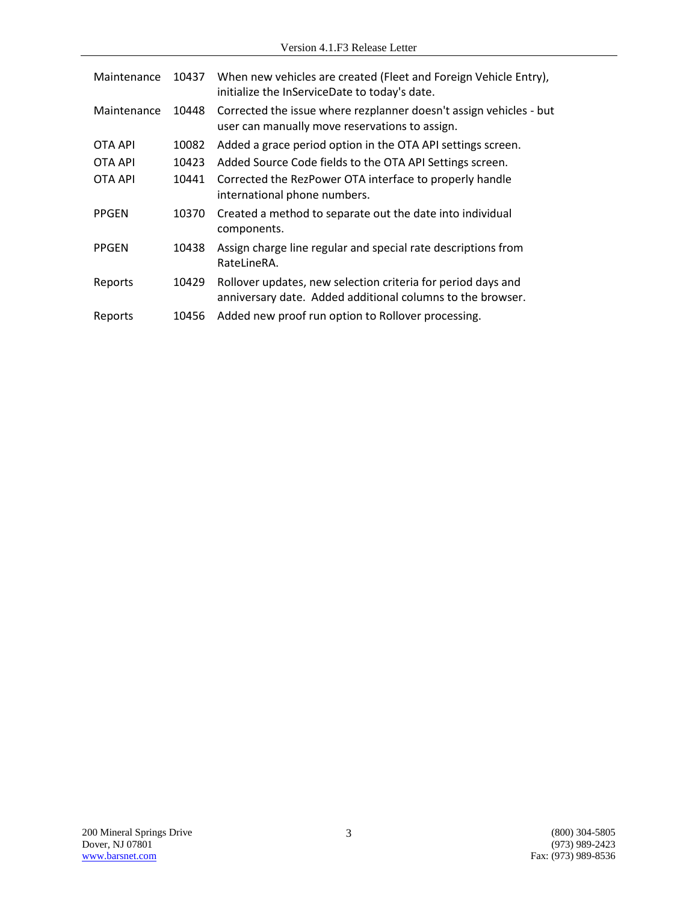| | | |
|---|---|---|
| Maintenance | 10437 | When new vehicles are created (Fleet and Foreign Vehicle Entry), initialize the InServiceDate to today's date. |
| Maintenance | 10448 | Corrected the issue where rezplanner doesn't assign vehicles - but user can manually move reservations to assign. |
| OTA API | 10082 | Added a grace period option in the OTA API settings screen. |
| OTA API | 10423 | Added Source Code fields to the OTA API Settings screen. |
| OTA API | 10441 | Corrected the RezPower OTA interface to properly handle international phone numbers. |
| PPGEN | 10370 | Created a method to separate out the date into individual components. |
| PPGEN | 10438 | Assign charge line regular and special rate descriptions from RateLineRA. |
| Reports | 10429 | Rollover updates, new selection criteria for period days and anniversary date. Added additional columns to the browser. |
| Reports | 10456 | Added new proof run option to Rollover processing. |